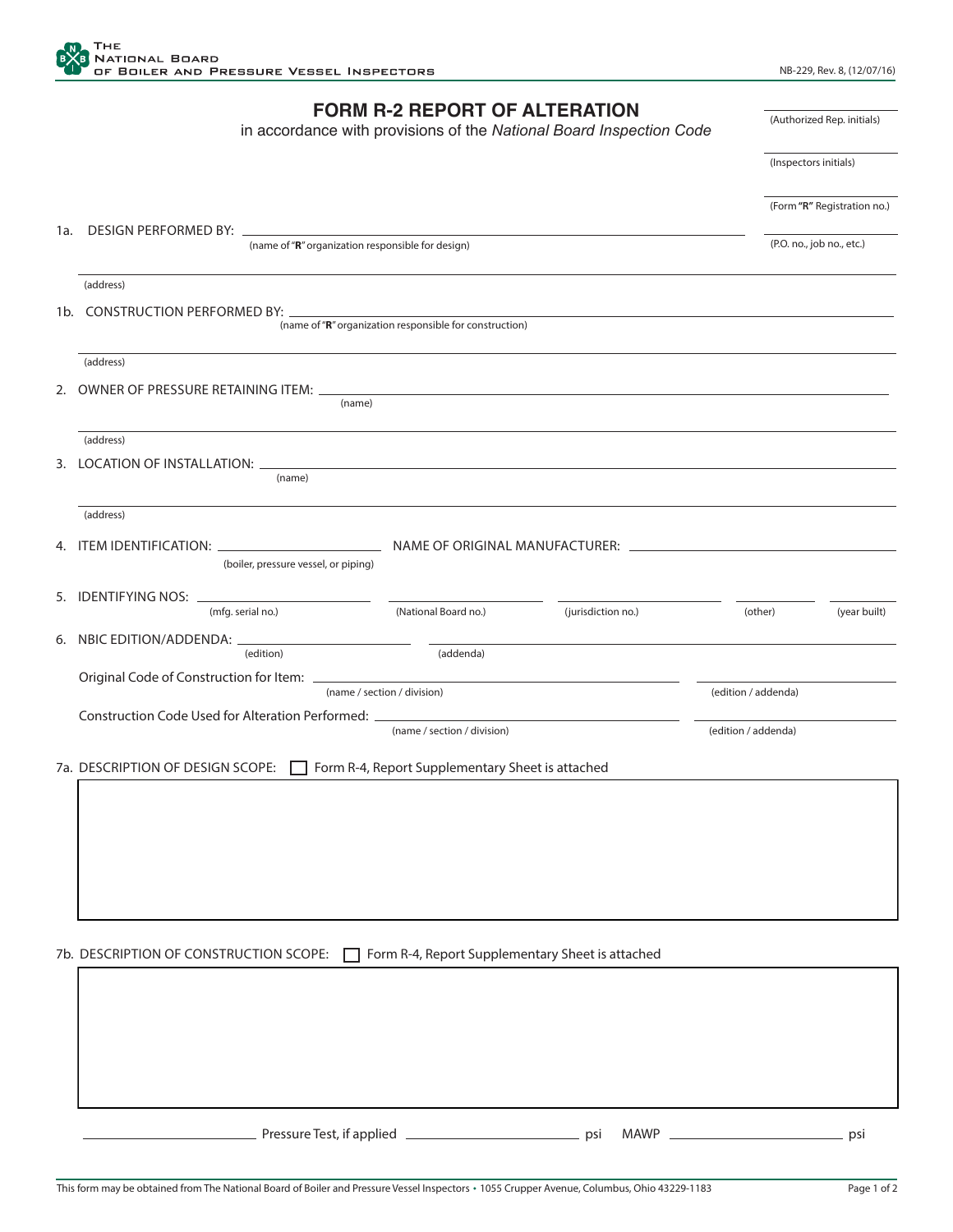THE NATIONAL BOARD OF BOILER AND PRESSURE VESSEL INSPECTORS

NB-229, Rev. 8, (12/07/16)

# FORM R-2 REPORT OF ALTERATION

in accordance with provisions of the *National Board Inspection Code*

\_\_\_\_\_\_\_\_\_\_\_\_\_\_\_\_ (Authorized Rep. initials)

\_\_\_\_\_\_\_\_\_\_\_\_\_\_\_\_ (Inspectors initials)

\_\_\_\_\_\_\_\_\_\_\_\_\_\_\_\_ (Form **"R"** Registration no.)

\_\_\_\_\_\_\_\_\_\_\_\_\_\_\_\_ (P.O. no., job no., etc.)

1a. DESIGN PERFORMED BY: \_\_\_\_\_\_\_\_\_\_\_\_\_\_\_\_\_\_\_\_\_\_\_\_\_\_\_\_\_\_\_\_ (name of "**R**" organization responsible for design)

\_\_\_\_\_\_\_\_\_\_\_\_\_\_\_\_\_\_\_\_\_\_\_\_\_\_\_\_\_\_\_\_ (address)

1b. CONSTRUCTION PERFORMED BY: \_\_\_\_\_\_\_\_\_\_\_\_\_\_\_\_\_\_\_\_\_\_\_\_\_\_\_\_\_\_\_\_ (name of "**R**" organization responsible for construction)

\_\_\_\_\_\_\_\_\_\_\_\_\_\_\_\_\_\_\_\_\_\_\_\_\_\_\_\_\_\_\_\_ (address)

2. OWNER OF PRESSURE RETAINING ITEM: \_\_\_\_\_\_\_\_\_\_\_\_\_\_\_\_\_\_\_\_\_\_\_\_\_\_\_\_\_\_\_\_ (name)

\_\_\_\_\_\_\_\_\_\_\_\_\_\_\_\_\_\_\_\_\_\_\_\_\_\_\_\_\_\_\_\_ (address)

3. LOCATION OF INSTALLATION: \_\_\_\_\_\_\_\_\_\_\_\_\_\_\_\_\_\_\_\_\_\_\_\_\_\_\_\_\_\_\_\_ (name)

\_\_\_\_\_\_\_\_\_\_\_\_\_\_\_\_\_\_\_\_\_\_\_\_\_\_\_\_\_\_\_\_ (address)

4. ITEM IDENTIFICATION: \_\_\_\_\_\_\_\_\_\_\_\_\_\_\_\_ (boiler, pressure vessel, or piping) NAME OF ORIGINAL MANUFACTURER: \_\_\_\_\_\_\_\_\_\_\_\_\_\_\_\_

5. IDENTIFYING NOS: \_\_\_\_\_\_\_\_\_\_ (mfg. serial no.) \_\_\_\_\_\_\_\_\_\_ (National Board no.) \_\_\_\_\_\_\_\_\_\_ (jurisdiction no.) \_\_\_\_\_\_\_\_\_\_ (other) \_\_\_\_\_\_\_\_\_\_ (year built)

6. NBIC EDITION/ADDENDA: \_\_\_\_\_\_\_\_\_\_ (edition) \_\_\_\_\_\_\_\_\_\_ (addenda)

Original Code of Construction for Item: \_\_\_\_\_\_\_\_\_\_\_\_\_\_\_\_ (name / section / division) \_\_\_\_\_\_\_\_\_\_ (edition / addenda)

Construction Code Used for Alteration Performed: \_\_\_\_\_\_\_\_\_\_\_\_\_\_\_\_ (name / section / division) \_\_\_\_\_\_\_\_\_\_ (edition / addenda)

7a. DESCRIPTION OF DESIGN SCOPE: ☐ Form R-4, Report Supplementary Sheet is attached

7b. DESCRIPTION OF CONSTRUCTION SCOPE: ☐ Form R-4, Report Supplementary Sheet is attached

\_\_\_\_\_\_\_\_\_\_ Pressure Test, if applied \_\_\_\_\_\_\_\_\_\_ psi MAWP \_\_\_\_\_\_\_\_\_\_ psi

This form may be obtained from The National Board of Boiler and Pressure Vessel Inspectors • 1055 Crupper Avenue, Columbus, Ohio 43229-1183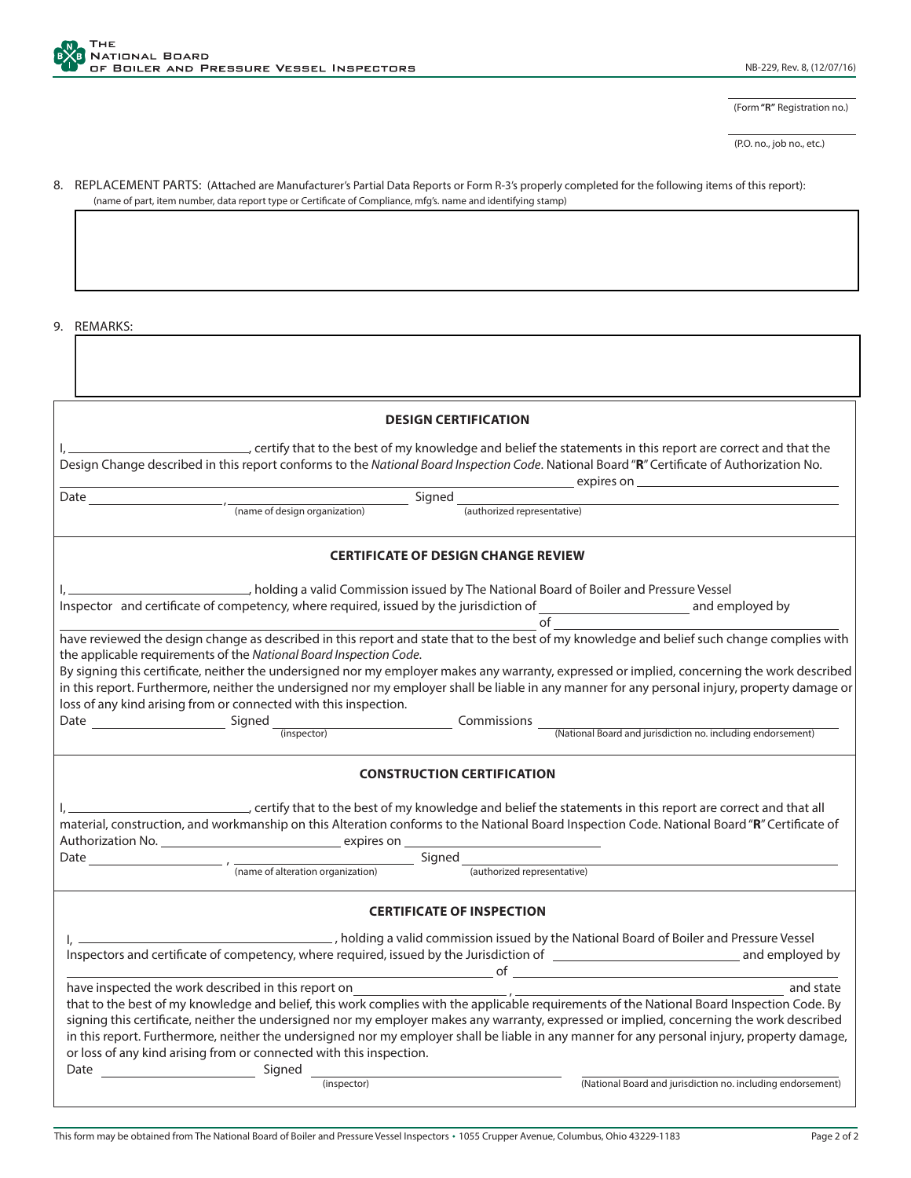(Form **"R"** Registration no.)

(P.O. no., job no., etc.)

8. REPLACEMENT PARTS: (Attached are Manufacturer's Partial Data Reports or Form R-3's properly completed for the following items of this report):
(name of part, item number, data report type or Certificate of Compliance, mfg's. name and identifying stamp)

9. REMARKS:

## DESIGN CERTIFICATION

I, ____________________, certify that to the best of my knowledge and belief the statements in this report are correct and that the Design Change described in this report conforms to the *National Board Inspection Code*. National Board "**R**" Certificate of Authorization No. ____________________ expires on ____________________

Date ____________________, ____________________ (name of design organization) Signed ____________________ (authorized representative)

## CERTIFICATE OF DESIGN CHANGE REVIEW

I, ____________________, holding a valid Commission issued by The National Board of Boiler and Pressure Vessel Inspector and certificate of competency, where required, issued by the jurisdiction of ____________________ and employed by ____________________ of ____________________ have reviewed the design change as described in this report and state that to the best of my knowledge and belief such change complies with the applicable requirements of the *National Board Inspection Code*.

By signing this certificate, neither the undersigned nor my employer makes any warranty, expressed or implied, concerning the work described in this report. Furthermore, neither the undersigned nor my employer shall be liable in any manner for any personal injury, property damage or loss of any kind arising from or connected with this inspection.

Date ____________________ Signed ____________________ (inspector) Commissions ____________________ (National Board and jurisdiction no. including endorsement)

## CONSTRUCTION CERTIFICATION

I, ____________________, certify that to the best of my knowledge and belief the statements in this report are correct and that all material, construction, and workmanship on this Alteration conforms to the National Board Inspection Code. National Board "**R**" Certificate of Authorization No. ____________________ expires on ____________________

Date ____________________, ____________________ (name of alteration organization) Signed ____________________ (authorized representative)

## CERTIFICATE OF INSPECTION

I, ____________________, holding a valid commission issued by the National Board of Boiler and Pressure Vessel Inspectors and certificate of competency, where required, issued by the Jurisdiction of ____________________ and employed by ____________________ of ____________________ have inspected the work described in this report on ____________________, ____________________ and state that to the best of my knowledge and belief, this work complies with the applicable requirements of the National Board Inspection Code. By signing this certificate, neither the undersigned nor my employer makes any warranty, expressed or implied, concerning the work described in this report. Furthermore, neither the undersigned nor my employer shall be liable in any manner for any personal injury, property damage, or loss of any kind arising from or connected with this inspection.

Date ____________________ Signed ____________________ (inspector) ____________________ (National Board and jurisdiction no. including endorsement)

This form may be obtained from The National Board of Boiler and Pressure Vessel Inspectors • 1055 Crupper Avenue, Columbus, Ohio 43229-1183